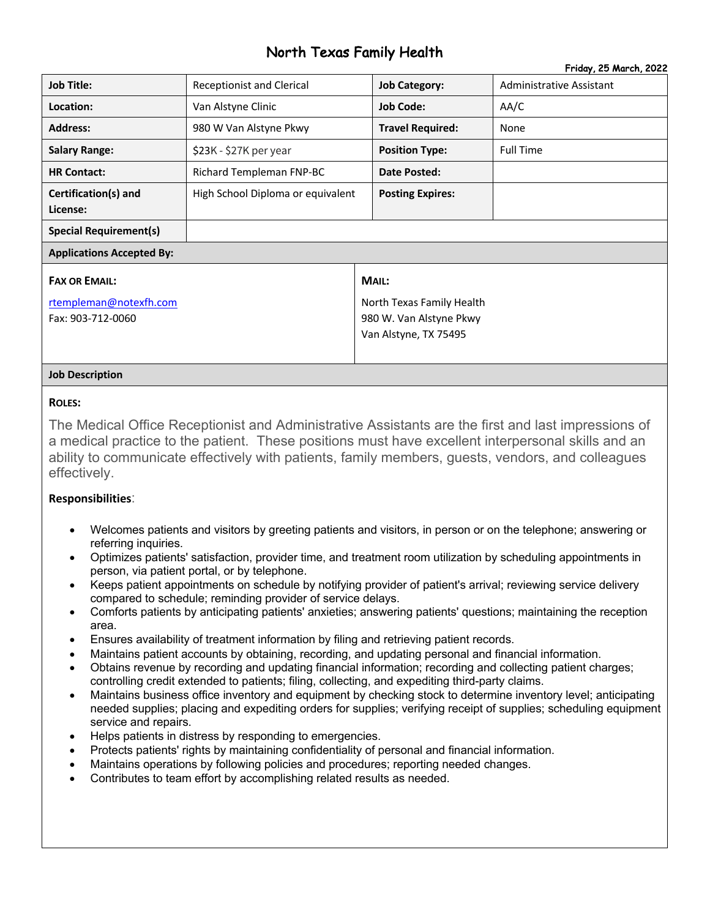# North Texas Family Health

**Friday, 25 March, 2022**

| **Job Title:** | Receptionist and Clerical | **Job Category:** | Administrative Assistant |
|---|---|---|---|
| **Location:** | Van Alstyne Clinic | **Job Code:** | AA/C |
| **Address:** | 980 W Van Alstyne Pkwy | **Travel Required:** | None |
| **Salary Range:** | $23K - $27K per year | **Position Type:** | Full Time |
| **HR Contact:** | Richard Templeman FNP-BC | **Date Posted:** | |
| **Certification(s) and License:** | High School Diploma or equivalent | **Posting Expires:** | |
| **Special Requirement(s)** | | | |

**Applications Accepted By:**

| **FAX OR EMAIL:** | **MAIL:** |
|---|---|
| rtempleman@notexfh.com<br>Fax: 903-712-0060 | North Texas Family Health<br>980 W. Van Alstyne Pkwy<br>Van Alstyne, TX 75495 |

**Job Description**

**ROLES:**

The Medical Office Receptionist and Administrative Assistants are the first and last impressions of a medical practice to the patient. These positions must have excellent interpersonal skills and an ability to communicate effectively with patients, family members, guests, vendors, and colleagues effectively.

**Responsibilities**:

- Welcomes patients and visitors by greeting patients and visitors, in person or on the telephone; answering or referring inquiries.
- Optimizes patients' satisfaction, provider time, and treatment room utilization by scheduling appointments in person, via patient portal, or by telephone.
- Keeps patient appointments on schedule by notifying provider of patient's arrival; reviewing service delivery compared to schedule; reminding provider of service delays.
- Comforts patients by anticipating patients' anxieties; answering patients' questions; maintaining the reception area.
- Ensures availability of treatment information by filing and retrieving patient records.
- Maintains patient accounts by obtaining, recording, and updating personal and financial information.
- Obtains revenue by recording and updating financial information; recording and collecting patient charges; controlling credit extended to patients; filing, collecting, and expediting third-party claims.
- Maintains business office inventory and equipment by checking stock to determine inventory level; anticipating needed supplies; placing and expediting orders for supplies; verifying receipt of supplies; scheduling equipment service and repairs.
- Helps patients in distress by responding to emergencies.
- Protects patients' rights by maintaining confidentiality of personal and financial information.
- Maintains operations by following policies and procedures; reporting needed changes.
- Contributes to team effort by accomplishing related results as needed.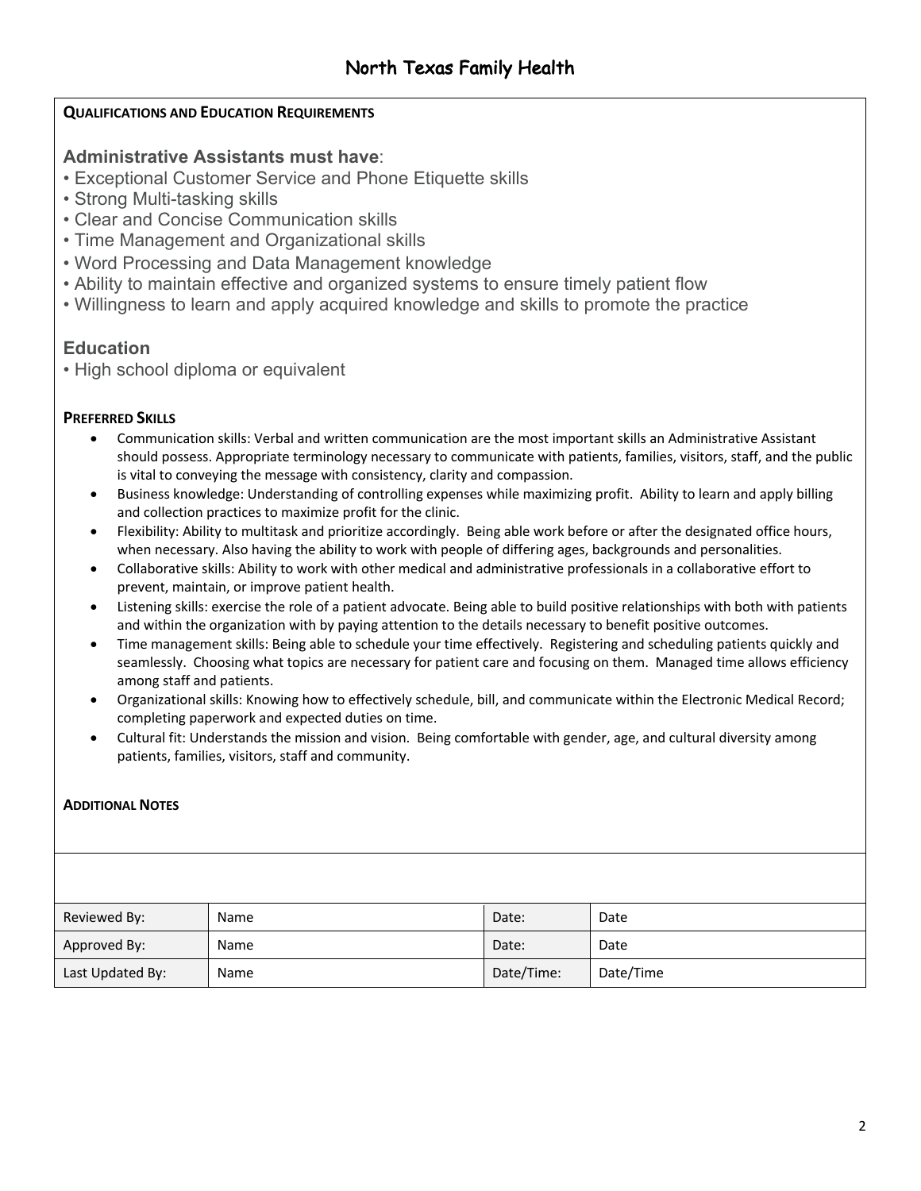# North Texas Family Health

**QUALIFICATIONS AND EDUCATION REQUIREMENTS**

**Administrative Assistants must have**:

• Exceptional Customer Service and Phone Etiquette skills
• Strong Multi-tasking skills
• Clear and Concise Communication skills
• Time Management and Organizational skills
• Word Processing and Data Management knowledge
• Ability to maintain effective and organized systems to ensure timely patient flow
• Willingness to learn and apply acquired knowledge and skills to promote the practice

**Education**

• High school diploma or equivalent

**PREFERRED SKILLS**

- Communication skills: Verbal and written communication are the most important skills an Administrative Assistant should possess. Appropriate terminology necessary to communicate with patients, families, visitors, staff, and the public is vital to conveying the message with consistency, clarity and compassion.
- Business knowledge: Understanding of controlling expenses while maximizing profit. Ability to learn and apply billing and collection practices to maximize profit for the clinic.
- Flexibility: Ability to multitask and prioritize accordingly. Being able work before or after the designated office hours, when necessary. Also having the ability to work with people of differing ages, backgrounds and personalities.
- Collaborative skills: Ability to work with other medical and administrative professionals in a collaborative effort to prevent, maintain, or improve patient health.
- Listening skills: exercise the role of a patient advocate. Being able to build positive relationships with both with patients and within the organization with by paying attention to the details necessary to benefit positive outcomes.
- Time management skills: Being able to schedule your time effectively. Registering and scheduling patients quickly and seamlessly. Choosing what topics are necessary for patient care and focusing on them. Managed time allows efficiency among staff and patients.
- Organizational skills: Knowing how to effectively schedule, bill, and communicate within the Electronic Medical Record; completing paperwork and expected duties on time.
- Cultural fit: Understands the mission and vision. Being comfortable with gender, age, and cultural diversity among patients, families, visitors, staff and community.

**ADDITIONAL NOTES**

| | | | |
|---|---|---|---|
| Reviewed By: | Name | Date: | Date |
| Approved By: | Name | Date: | Date |
| Last Updated By: | Name | Date/Time: | Date/Time |